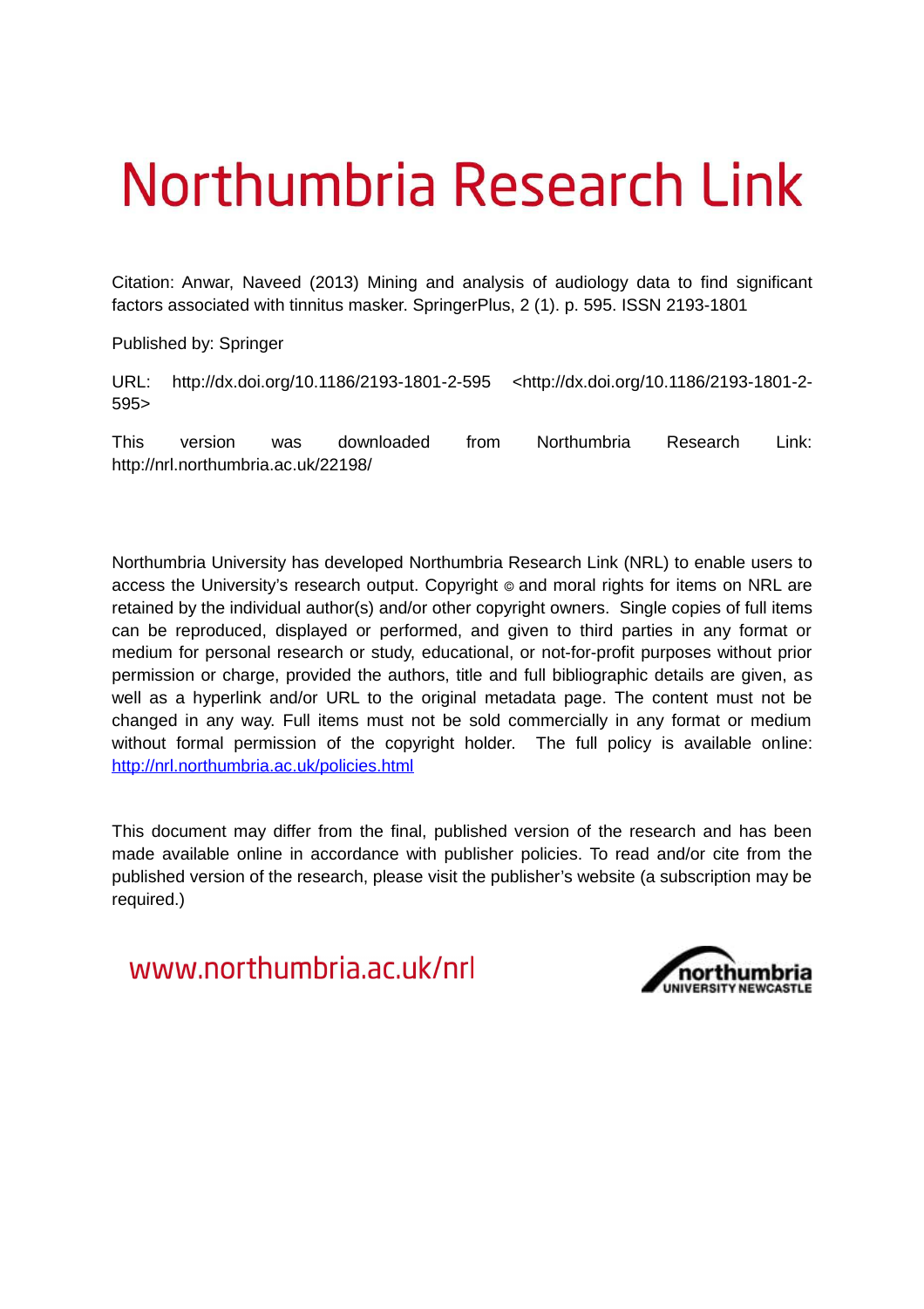# Northumbria Research Link

Citation: Anwar, Naveed (2013) Mining and analysis of audiology data to find significant factors associated with tinnitus masker. SpringerPlus, 2 (1). p. 595. ISSN 2193-1801

Published by: Springer

URL: http://dx.doi.org/10.1186/2193-1801-2-595 <http://dx.doi.org/10.1186/2193-1801-2-595>

This version was downloaded from Northumbria Research Link: http://nrl.northumbria.ac.uk/22198/

Northumbria University has developed Northumbria Research Link (NRL) to enable users to access the University's research output. Copyright © and moral rights for items on NRL are retained by the individual author(s) and/or other copyright owners. Single copies of full items can be reproduced, displayed or performed, and given to third parties in any format or medium for personal research or study, educational, or not-for-profit purposes without prior permission or charge, provided the authors, title and full bibliographic details are given, as well as a hyperlink and/or URL to the original metadata page. The content must not be changed in any way. Full items must not be sold commercially in any format or medium without formal permission of the copyright holder. The full policy is available online: http://nrl.northumbria.ac.uk/policies.html

This document may differ from the final, published version of the research and has been made available online in accordance with publisher policies. To read and/or cite from the published version of the research, please visit the publisher's website (a subscription may be required.)

www.northumbria.ac.uk/nrl

northumbria UNIVERSITY NEWCASTLE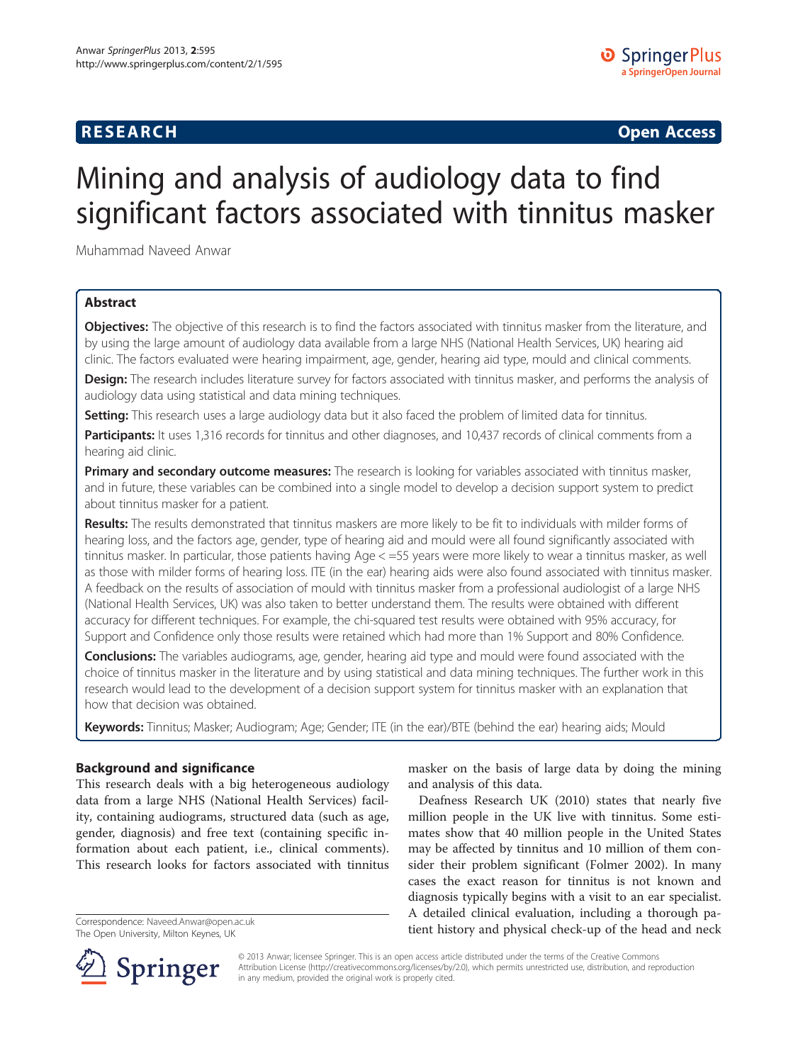# Mining and analysis of audiology data to find significant factors associated with tinnitus masker

Muhammad Naveed Anwar

## Abstract

**Objectives:** The objective of this research is to find the factors associated with tinnitus masker from the literature, and by using the large amount of audiology data available from a large NHS (National Health Services, UK) hearing aid clinic. The factors evaluated were hearing impairment, age, gender, hearing aid type, mould and clinical comments.

**Design:** The research includes literature survey for factors associated with tinnitus masker, and performs the analysis of audiology data using statistical and data mining techniques.

**Setting:** This research uses a large audiology data but it also faced the problem of limited data for tinnitus.

**Participants:** It uses 1,316 records for tinnitus and other diagnoses, and 10,437 records of clinical comments from a hearing aid clinic.

**Primary and secondary outcome measures:** The research is looking for variables associated with tinnitus masker, and in future, these variables can be combined into a single model to develop a decision support system to predict about tinnitus masker for a patient.

**Results:** The results demonstrated that tinnitus maskers are more likely to be fit to individuals with milder forms of hearing loss, and the factors age, gender, type of hearing aid and mould were all found significantly associated with tinnitus masker. In particular, those patients having Age < =55 years were more likely to wear a tinnitus masker, as well as those with milder forms of hearing loss. ITE (in the ear) hearing aids were also found associated with tinnitus masker. A feedback on the results of association of mould with tinnitus masker from a professional audiologist of a large NHS (National Health Services, UK) was also taken to better understand them. The results were obtained with different accuracy for different techniques. For example, the chi-squared test results were obtained with 95% accuracy, for Support and Confidence only those results were retained which had more than 1% Support and 80% Confidence.

**Conclusions:** The variables audiograms, age, gender, hearing aid type and mould were found associated with the choice of tinnitus masker in the literature and by using statistical and data mining techniques. The further work in this research would lead to the development of a decision support system for tinnitus masker with an explanation that how that decision was obtained.

**Keywords:** Tinnitus; Masker; Audiogram; Age; Gender; ITE (in the ear)/BTE (behind the ear) hearing aids; Mould

## Background and significance

This research deals with a big heterogeneous audiology data from a large NHS (National Health Services) facility, containing audiograms, structured data (such as age, gender, diagnosis) and free text (containing specific information about each patient, i.e., clinical comments). This research looks for factors associated with tinnitus masker on the basis of large data by doing the mining and analysis of this data.

Deafness Research UK (2010) states that nearly five million people in the UK live with tinnitus. Some estimates show that 40 million people in the United States may be affected by tinnitus and 10 million of them consider their problem significant (Folmer 2002). In many cases the exact reason for tinnitus is not known and diagnosis typically begins with a visit to an ear specialist. A detailed clinical evaluation, including a thorough patient history and physical check-up of the head and neck

Correspondence: Naveed.Anwar@open.ac.uk
The Open University, Milton Keynes, UK

© 2013 Anwar; licensee Springer. This is an open access article distributed under the terms of the Creative Commons Attribution License (http://creativecommons.org/licenses/by/2.0), which permits unrestricted use, distribution, and reproduction in any medium, provided the original work is properly cited.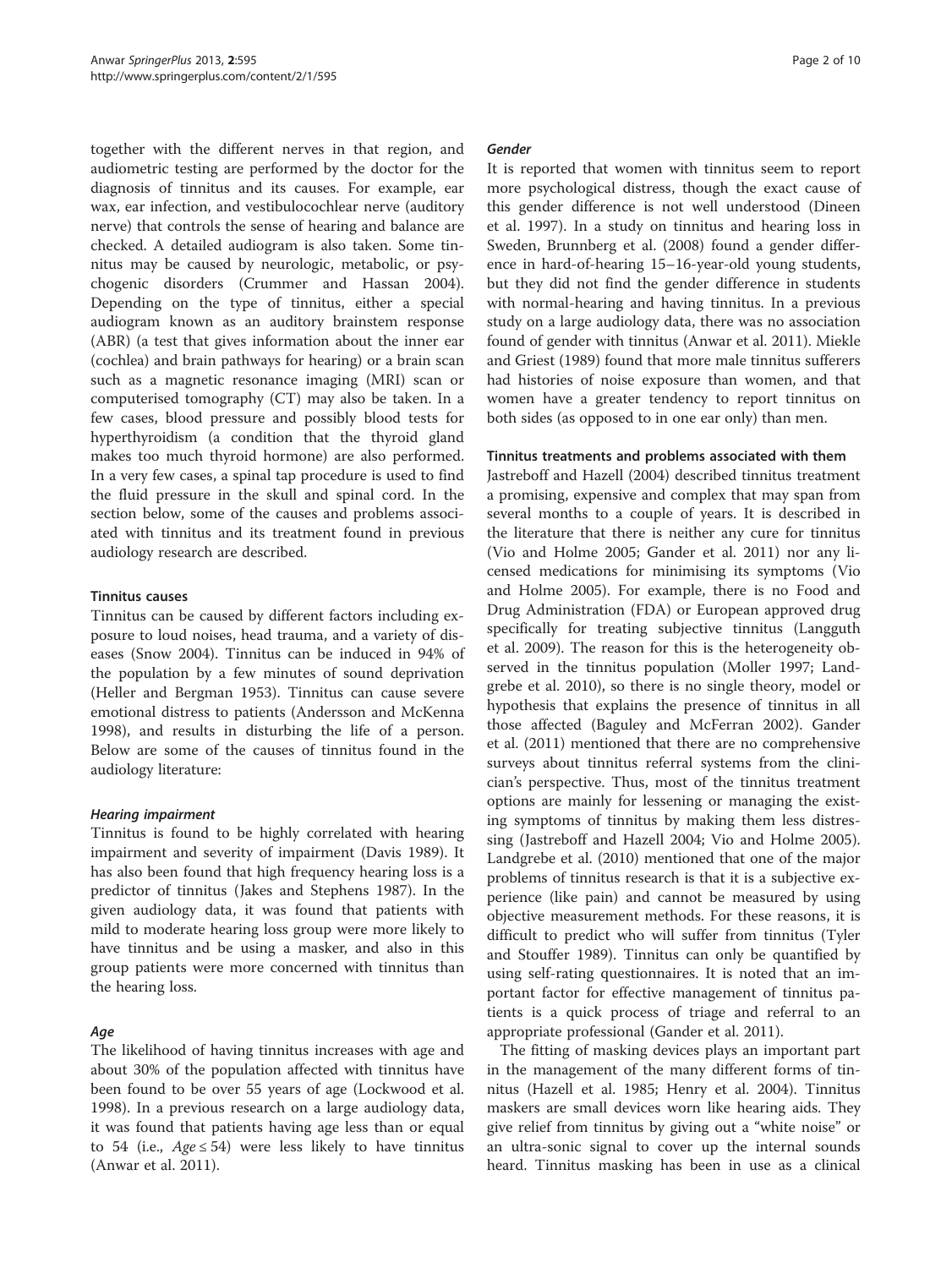together with the different nerves in that region, and audiometric testing are performed by the doctor for the diagnosis of tinnitus and its causes. For example, ear wax, ear infection, and vestibulocochlear nerve (auditory nerve) that controls the sense of hearing and balance are checked. A detailed audiogram is also taken. Some tinnitus may be caused by neurologic, metabolic, or psychogenic disorders (Crummer and Hassan 2004). Depending on the type of tinnitus, either a special audiogram known as an auditory brainstem response (ABR) (a test that gives information about the inner ear (cochlea) and brain pathways for hearing) or a brain scan such as a magnetic resonance imaging (MRI) scan or computerised tomography (CT) may also be taken. In a few cases, blood pressure and possibly blood tests for hyperthyroidism (a condition that the thyroid gland makes too much thyroid hormone) are also performed. In a very few cases, a spinal tap procedure is used to find the fluid pressure in the skull and spinal cord. In the section below, some of the causes and problems associated with tinnitus and its treatment found in previous audiology research are described.

### Tinnitus causes

Tinnitus can be caused by different factors including exposure to loud noises, head trauma, and a variety of diseases (Snow 2004). Tinnitus can be induced in 94% of the population by a few minutes of sound deprivation (Heller and Bergman 1953). Tinnitus can cause severe emotional distress to patients (Andersson and McKenna 1998), and results in disturbing the life of a person. Below are some of the causes of tinnitus found in the audiology literature:

#### *Hearing impairment*

Tinnitus is found to be highly correlated with hearing impairment and severity of impairment (Davis 1989). It has also been found that high frequency hearing loss is a predictor of tinnitus (Jakes and Stephens 1987). In the given audiology data, it was found that patients with mild to moderate hearing loss group were more likely to have tinnitus and be using a masker, and also in this group patients were more concerned with tinnitus than the hearing loss.

#### *Age*

The likelihood of having tinnitus increases with age and about 30% of the population affected with tinnitus have been found to be over 55 years of age (Lockwood et al. 1998). In a previous research on a large audiology data, it was found that patients having age less than or equal to 54 (i.e., $Age \leq 54$) were less likely to have tinnitus (Anwar et al. 2011).

#### *Gender*

It is reported that women with tinnitus seem to report more psychological distress, though the exact cause of this gender difference is not well understood (Dineen et al. 1997). In a study on tinnitus and hearing loss in Sweden, Brunnberg et al. (2008) found a gender difference in hard-of-hearing 15–16-year-old young students, but they did not find the gender difference in students with normal-hearing and having tinnitus. In a previous study on a large audiology data, there was no association found of gender with tinnitus (Anwar et al. 2011). Miekle and Griest (1989) found that more male tinnitus sufferers had histories of noise exposure than women, and that women have a greater tendency to report tinnitus on both sides (as opposed to in one ear only) than men.

### Tinnitus treatments and problems associated with them

Jastreboff and Hazell (2004) described tinnitus treatment a promising, expensive and complex that may span from several months to a couple of years. It is described in the literature that there is neither any cure for tinnitus (Vio and Holme 2005; Gander et al. 2011) nor any licensed medications for minimising its symptoms (Vio and Holme 2005). For example, there is no Food and Drug Administration (FDA) or European approved drug specifically for treating subjective tinnitus (Langguth et al. 2009). The reason for this is the heterogeneity observed in the tinnitus population (Moller 1997; Landgrebe et al. 2010), so there is no single theory, model or hypothesis that explains the presence of tinnitus in all those affected (Baguley and McFerran 2002). Gander et al. (2011) mentioned that there are no comprehensive surveys about tinnitus referral systems from the clinician's perspective. Thus, most of the tinnitus treatment options are mainly for lessening or managing the existing symptoms of tinnitus by making them less distressing (Jastreboff and Hazell 2004; Vio and Holme 2005). Landgrebe et al. (2010) mentioned that one of the major problems of tinnitus research is that it is a subjective experience (like pain) and cannot be measured by using objective measurement methods. For these reasons, it is difficult to predict who will suffer from tinnitus (Tyler and Stouffer 1989). Tinnitus can only be quantified by using self-rating questionnaires. It is noted that an important factor for effective management of tinnitus patients is a quick process of triage and referral to an appropriate professional (Gander et al. 2011).

The fitting of masking devices plays an important part in the management of the many different forms of tinnitus (Hazell et al. 1985; Henry et al. 2004). Tinnitus maskers are small devices worn like hearing aids. They give relief from tinnitus by giving out a "white noise" or an ultra-sonic signal to cover up the internal sounds heard. Tinnitus masking has been in use as a clinical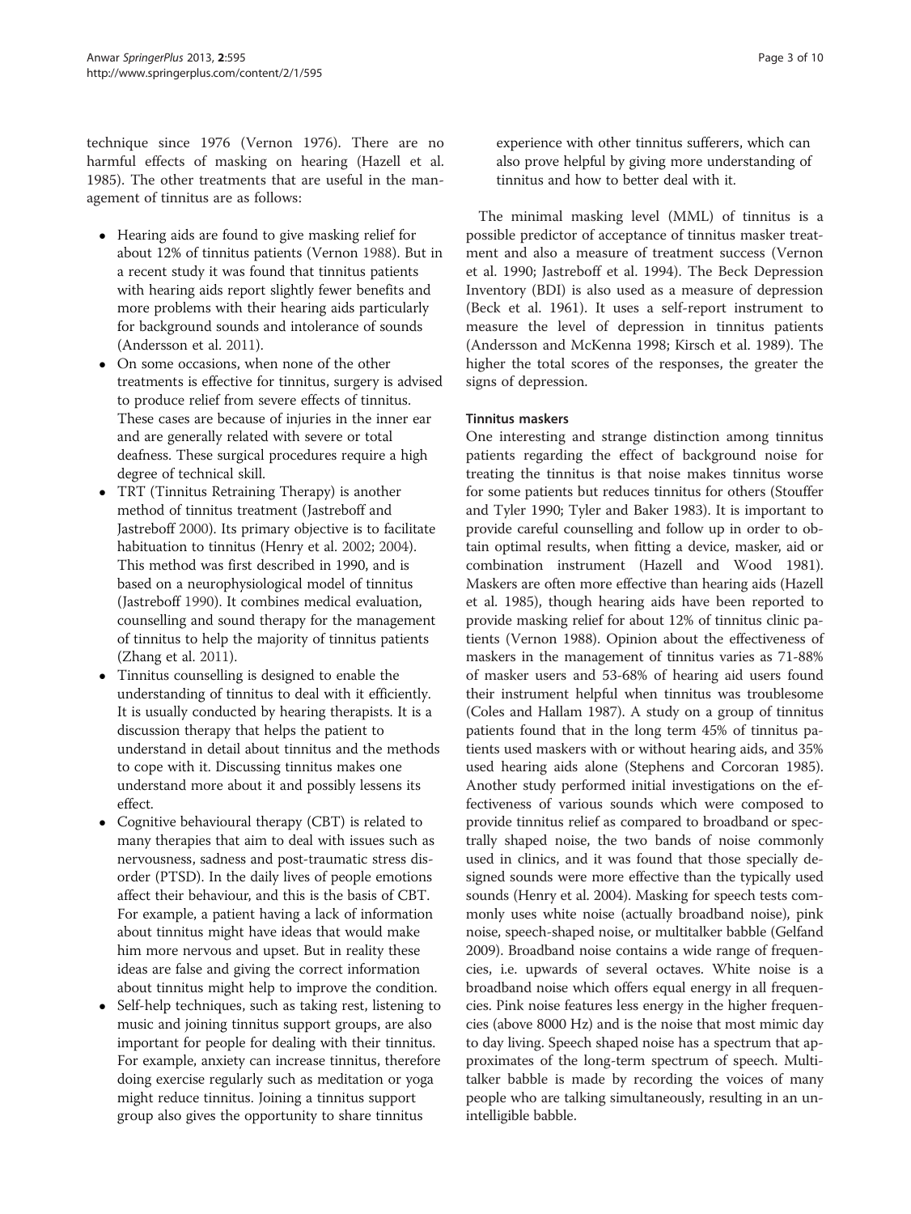technique since 1976 (Vernon 1976). There are no harmful effects of masking on hearing (Hazell et al. 1985). The other treatments that are useful in the management of tinnitus are as follows:

- Hearing aids are found to give masking relief for about 12% of tinnitus patients (Vernon 1988). But in a recent study it was found that tinnitus patients with hearing aids report slightly fewer benefits and more problems with their hearing aids particularly for background sounds and intolerance of sounds (Andersson et al. 2011).
- On some occasions, when none of the other treatments is effective for tinnitus, surgery is advised to produce relief from severe effects of tinnitus. These cases are because of injuries in the inner ear and are generally related with severe or total deafness. These surgical procedures require a high degree of technical skill.
- TRT (Tinnitus Retraining Therapy) is another method of tinnitus treatment (Jastreboff and Jastreboff 2000). Its primary objective is to facilitate habituation to tinnitus (Henry et al. 2002; 2004). This method was first described in 1990, and is based on a neurophysiological model of tinnitus (Jastreboff 1990). It combines medical evaluation, counselling and sound therapy for the management of tinnitus to help the majority of tinnitus patients (Zhang et al. 2011).
- Tinnitus counselling is designed to enable the understanding of tinnitus to deal with it efficiently. It is usually conducted by hearing therapists. It is a discussion therapy that helps the patient to understand in detail about tinnitus and the methods to cope with it. Discussing tinnitus makes one understand more about it and possibly lessens its effect.
- Cognitive behavioural therapy (CBT) is related to many therapies that aim to deal with issues such as nervousness, sadness and post-traumatic stress disorder (PTSD). In the daily lives of people emotions affect their behaviour, and this is the basis of CBT. For example, a patient having a lack of information about tinnitus might have ideas that would make him more nervous and upset. But in reality these ideas are false and giving the correct information about tinnitus might help to improve the condition.
- Self-help techniques, such as taking rest, listening to music and joining tinnitus support groups, are also important for people for dealing with their tinnitus. For example, anxiety can increase tinnitus, therefore doing exercise regularly such as meditation or yoga might reduce tinnitus. Joining a tinnitus support group also gives the opportunity to share tinnitus experience with other tinnitus sufferers, which can also prove helpful by giving more understanding of tinnitus and how to better deal with it.

The minimal masking level (MML) of tinnitus is a possible predictor of acceptance of tinnitus masker treatment and also a measure of treatment success (Vernon et al. 1990; Jastreboff et al. 1994). The Beck Depression Inventory (BDI) is also used as a measure of depression (Beck et al. 1961). It uses a self-report instrument to measure the level of depression in tinnitus patients (Andersson and McKenna 1998; Kirsch et al. 1989). The higher the total scores of the responses, the greater the signs of depression.

### Tinnitus maskers

One interesting and strange distinction among tinnitus patients regarding the effect of background noise for treating the tinnitus is that noise makes tinnitus worse for some patients but reduces tinnitus for others (Stouffer and Tyler 1990; Tyler and Baker 1983). It is important to provide careful counselling and follow up in order to obtain optimal results, when fitting a device, masker, aid or combination instrument (Hazell and Wood 1981). Maskers are often more effective than hearing aids (Hazell et al. 1985), though hearing aids have been reported to provide masking relief for about 12% of tinnitus clinic patients (Vernon 1988). Opinion about the effectiveness of maskers in the management of tinnitus varies as 71-88% of masker users and 53-68% of hearing aid users found their instrument helpful when tinnitus was troublesome (Coles and Hallam 1987). A study on a group of tinnitus patients found that in the long term 45% of tinnitus patients used maskers with or without hearing aids, and 35% used hearing aids alone (Stephens and Corcoran 1985). Another study performed initial investigations on the effectiveness of various sounds which were composed to provide tinnitus relief as compared to broadband or spectrally shaped noise, the two bands of noise commonly used in clinics, and it was found that those specially designed sounds were more effective than the typically used sounds (Henry et al. 2004). Masking for speech tests commonly uses white noise (actually broadband noise), pink noise, speech-shaped noise, or multitalker babble (Gelfand 2009). Broadband noise contains a wide range of frequencies, i.e. upwards of several octaves. White noise is a broadband noise which offers equal energy in all frequencies. Pink noise features less energy in the higher frequencies (above 8000 Hz) and is the noise that most mimic day to day living. Speech shaped noise has a spectrum that approximates of the long-term spectrum of speech. Multitalker babble is made by recording the voices of many people who are talking simultaneously, resulting in an unintelligible babble.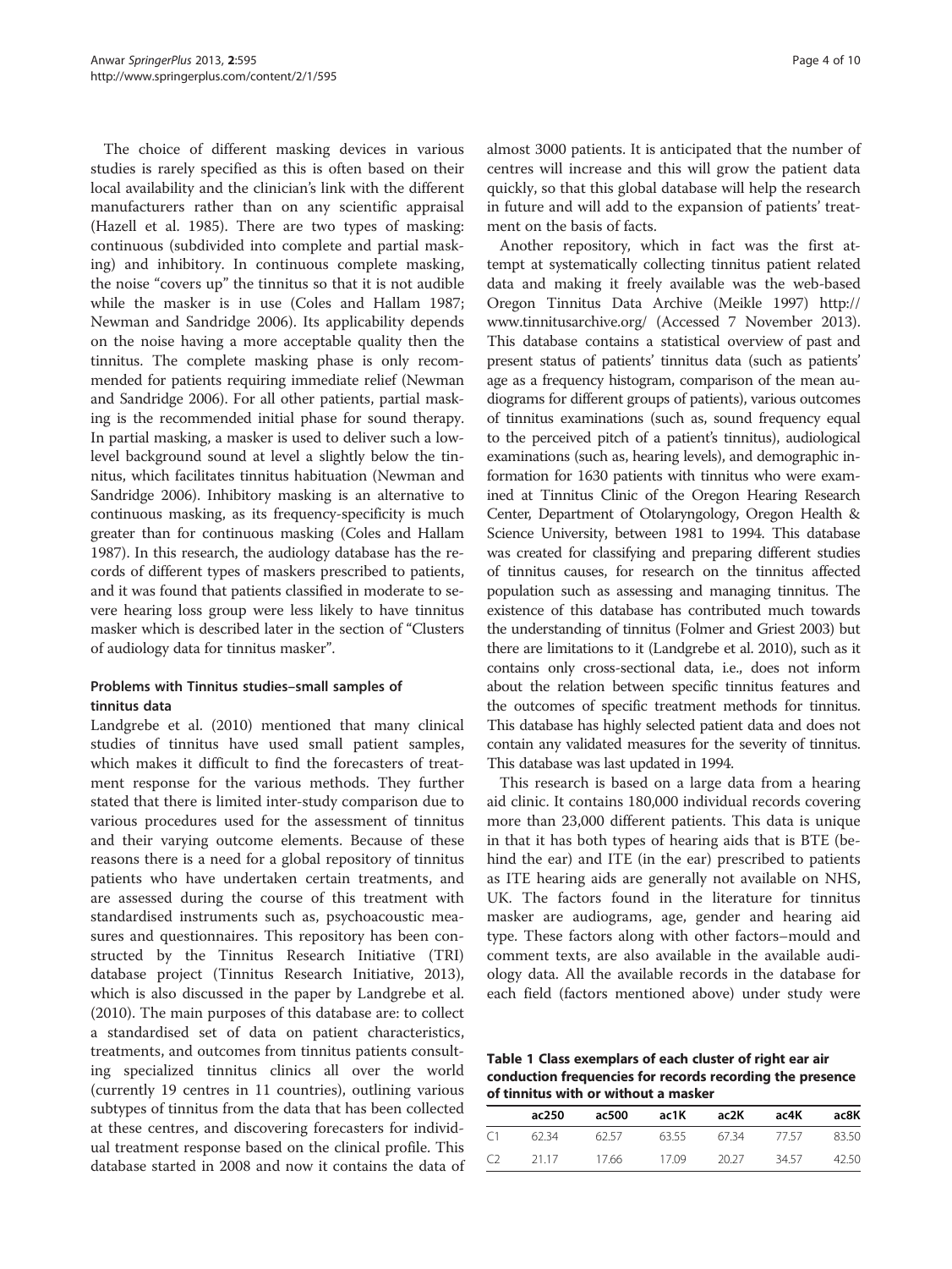The choice of different masking devices in various studies is rarely specified as this is often based on their local availability and the clinician's link with the different manufacturers rather than on any scientific appraisal (Hazell et al. 1985). There are two types of masking: continuous (subdivided into complete and partial masking) and inhibitory. In continuous complete masking, the noise "covers up" the tinnitus so that it is not audible while the masker is in use (Coles and Hallam 1987; Newman and Sandridge 2006). Its applicability depends on the noise having a more acceptable quality then the tinnitus. The complete masking phase is only recommended for patients requiring immediate relief (Newman and Sandridge 2006). For all other patients, partial masking is the recommended initial phase for sound therapy. In partial masking, a masker is used to deliver such a low-level background sound at level a slightly below the tinnitus, which facilitates tinnitus habituation (Newman and Sandridge 2006). Inhibitory masking is an alternative to continuous masking, as its frequency-specificity is much greater than for continuous masking (Coles and Hallam 1987). In this research, the audiology database has the records of different types of maskers prescribed to patients, and it was found that patients classified in moderate to severe hearing loss group were less likely to have tinnitus masker which is described later in the section of "Clusters of audiology data for tinnitus masker".

### Problems with Tinnitus studies–small samples of tinnitus data

Landgrebe et al. (2010) mentioned that many clinical studies of tinnitus have used small patient samples, which makes it difficult to find the forecasters of treatment response for the various methods. They further stated that there is limited inter-study comparison due to various procedures used for the assessment of tinnitus and their varying outcome elements. Because of these reasons there is a need for a global repository of tinnitus patients who have undertaken certain treatments, and are assessed during the course of this treatment with standardised instruments such as, psychoacoustic measures and questionnaires. This repository has been constructed by the Tinnitus Research Initiative (TRI) database project (Tinnitus Research Initiative, 2013), which is also discussed in the paper by Landgrebe et al. (2010). The main purposes of this database are: to collect a standardised set of data on patient characteristics, treatments, and outcomes from tinnitus patients consulting specialized tinnitus clinics all over the world (currently 19 centres in 11 countries), outlining various subtypes of tinnitus from the data that has been collected at these centres, and discovering forecasters for individual treatment response based on the clinical profile. This database started in 2008 and now it contains the data of almost 3000 patients. It is anticipated that the number of centres will increase and this will grow the patient data quickly, so that this global database will help the research in future and will add to the expansion of patients' treatment on the basis of facts.

Another repository, which in fact was the first attempt at systematically collecting tinnitus patient related data and making it freely available was the web-based Oregon Tinnitus Data Archive (Meikle 1997) http://www.tinnitusarchive.org/ (Accessed 7 November 2013). This database contains a statistical overview of past and present status of patients' tinnitus data (such as patients' age as a frequency histogram, comparison of the mean audiograms for different groups of patients), various outcomes of tinnitus examinations (such as, sound frequency equal to the perceived pitch of a patient's tinnitus), audiological examinations (such as, hearing levels), and demographic information for 1630 patients with tinnitus who were examined at Tinnitus Clinic of the Oregon Hearing Research Center, Department of Otolaryngology, Oregon Health & Science University, between 1981 to 1994. This database was created for classifying and preparing different studies of tinnitus causes, for research on the tinnitus affected population such as assessing and managing tinnitus. The existence of this database has contributed much towards the understanding of tinnitus (Folmer and Griest 2003) but there are limitations to it (Landgrebe et al. 2010), such as it contains only cross-sectional data, i.e., does not inform about the relation between specific tinnitus features and the outcomes of specific treatment methods for tinnitus. This database has highly selected patient data and does not contain any validated measures for the severity of tinnitus. This database was last updated in 1994.

This research is based on a large data from a hearing aid clinic. It contains 180,000 individual records covering more than 23,000 different patients. This data is unique in that it has both types of hearing aids that is BTE (behind the ear) and ITE (in the ear) prescribed to patients as ITE hearing aids are generally not available on NHS, UK. The factors found in the literature for tinnitus masker are audiograms, age, gender and hearing aid type. These factors along with other factors–mould and comment texts, are also available in the available audiology data. All the available records in the database for each field (factors mentioned above) under study were

**Table 1 Class exemplars of each cluster of right ear air conduction frequencies for records recording the presence of tinnitus with or without a masker**

| | ac250 | ac500 | ac1K | ac2K | ac4K | ac8K |
|---|---|---|---|---|---|---|
| C1 | 62.34 | 62.57 | 63.55 | 67.34 | 77.57 | 83.50 |
| C2 | 21.17 | 17.66 | 17.09 | 20.27 | 34.57 | 42.50 |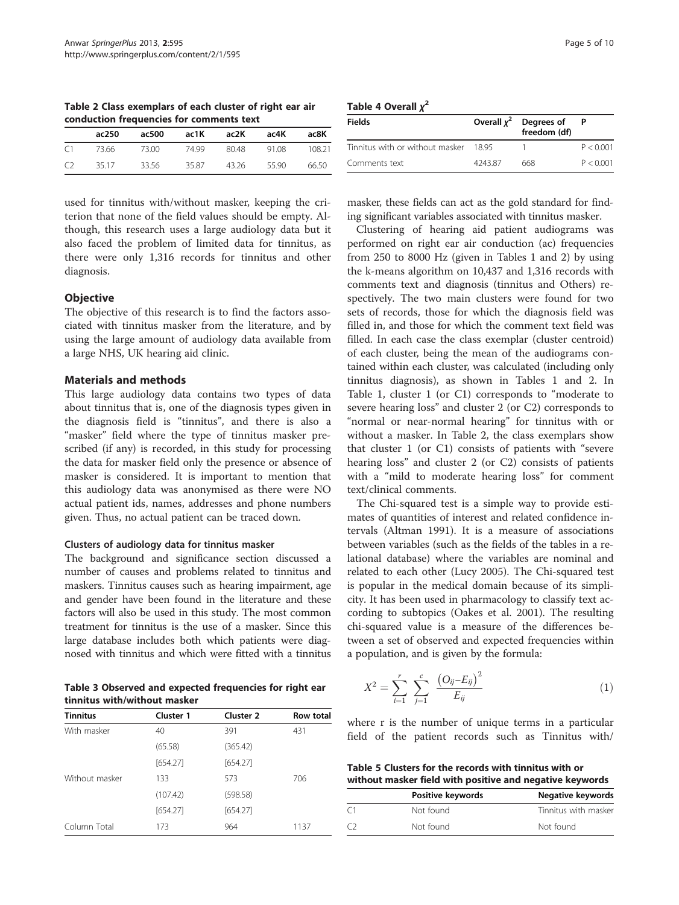Table 2 Class exemplars of each cluster of right ear air conduction frequencies for comments text

| | ac250 | ac500 | ac1K | ac2K | ac4K | ac8K |
|---|---|---|---|---|---|---|
| C1 | 73.66 | 73.00 | 74.99 | 80.48 | 91.08 | 108.21 |
| C2 | 35.17 | 33.56 | 35.87 | 43.26 | 55.90 | 66.50 |

used for tinnitus with/without masker, keeping the criterion that none of the field values should be empty. Although, this research uses a large audiology data but it also faced the problem of limited data for tinnitus, as there were only 1,316 records for tinnitus and other diagnosis.

## Objective

The objective of this research is to find the factors associated with tinnitus masker from the literature, and by using the large amount of audiology data available from a large NHS, UK hearing aid clinic.

## Materials and methods

This large audiology data contains two types of data about tinnitus that is, one of the diagnosis types given in the diagnosis field is "tinnitus", and there is also a "masker" field where the type of tinnitus masker prescribed (if any) is recorded, in this study for processing the data for masker field only the presence or absence of masker is considered. It is important to mention that this audiology data was anonymised as there were NO actual patient ids, names, addresses and phone numbers given. Thus, no actual patient can be traced down.

### Clusters of audiology data for tinnitus masker

The background and significance section discussed a number of causes and problems related to tinnitus and maskers. Tinnitus causes such as hearing impairment, age and gender have been found in the literature and these factors will also be used in this study. The most common treatment for tinnitus is the use of a masker. Since this large database includes both which patients were diagnosed with tinnitus and which were fitted with a tinnitus masker, these fields can act as the gold standard for finding significant variables associated with tinnitus masker.

Table 3 Observed and expected frequencies for right ear tinnitus with/without masker

| Tinnitus | Cluster 1 | Cluster 2 | Row total |
|---|---|---|---|
| With masker | 40 | 391 | 431 |
| | (65.58) | (365.42) | |
| | [654.27] | [654.27] | |
| Without masker | 133 | 573 | 706 |
| | (107.42) | (598.58) | |
| | [654.27] | [654.27] | |
| Column Total | 173 | 964 | 1137 |

Table 4 Overall $\chi^2$

| Fields | Overall $\chi^2$ | Degrees of freedom (df) | P |
|---|---|---|---|
| Tinnitus with or without masker | 18.95 | 1 | P < 0.001 |
| Comments text | 4243.87 | 668 | P < 0.001 |

Clustering of hearing aid patient audiograms was performed on right ear air conduction (ac) frequencies from 250 to 8000 Hz (given in Tables 1 and 2) by using the k-means algorithm on 10,437 and 1,316 records with comments text and diagnosis (tinnitus and Others) respectively. The two main clusters were found for two sets of records, those for which the diagnosis field was filled in, and those for which the comment text field was filled. In each case the class exemplar (cluster centroid) of each cluster, being the mean of the audiograms contained within each cluster, was calculated (including only tinnitus diagnosis), as shown in Tables 1 and 2. In Table 1, cluster 1 (or C1) corresponds to "moderate to severe hearing loss" and cluster 2 (or C2) corresponds to "normal or near-normal hearing" for tinnitus with or without a masker. In Table 2, the class exemplars show that cluster 1 (or C1) consists of patients with "severe hearing loss" and cluster 2 (or C2) consists of patients with a "mild to moderate hearing loss" for comment text/clinical comments.

The Chi-squared test is a simple way to provide estimates of quantities of interest and related confidence intervals (Altman 1991). It is a measure of associations between variables (such as the fields of the tables in a relational database) where the variables are nominal and related to each other (Lucy 2005). The Chi-squared test is popular in the medical domain because of its simplicity. It has been used in pharmacology to classify text according to subtopics (Oakes et al. 2001). The resulting chi-squared value is a measure of the differences between a set of observed and expected frequencies within a population, and is given by the formula:

$$X^2 = \sum_{i=1}^{r} \sum_{j=1}^{c} \frac{\left(O_{ij} - E_{ij}\right)^2}{E_{ij}} \tag{1}$$

where r is the number of unique terms in a particular field of the patient records such as Tinnitus with/

Table 5 Clusters for the records with tinnitus with or without masker field with positive and negative keywords

| | Positive keywords | Negative keywords |
|---|---|---|
| C1 | Not found | Tinnitus with masker |
| C2 | Not found | Not found |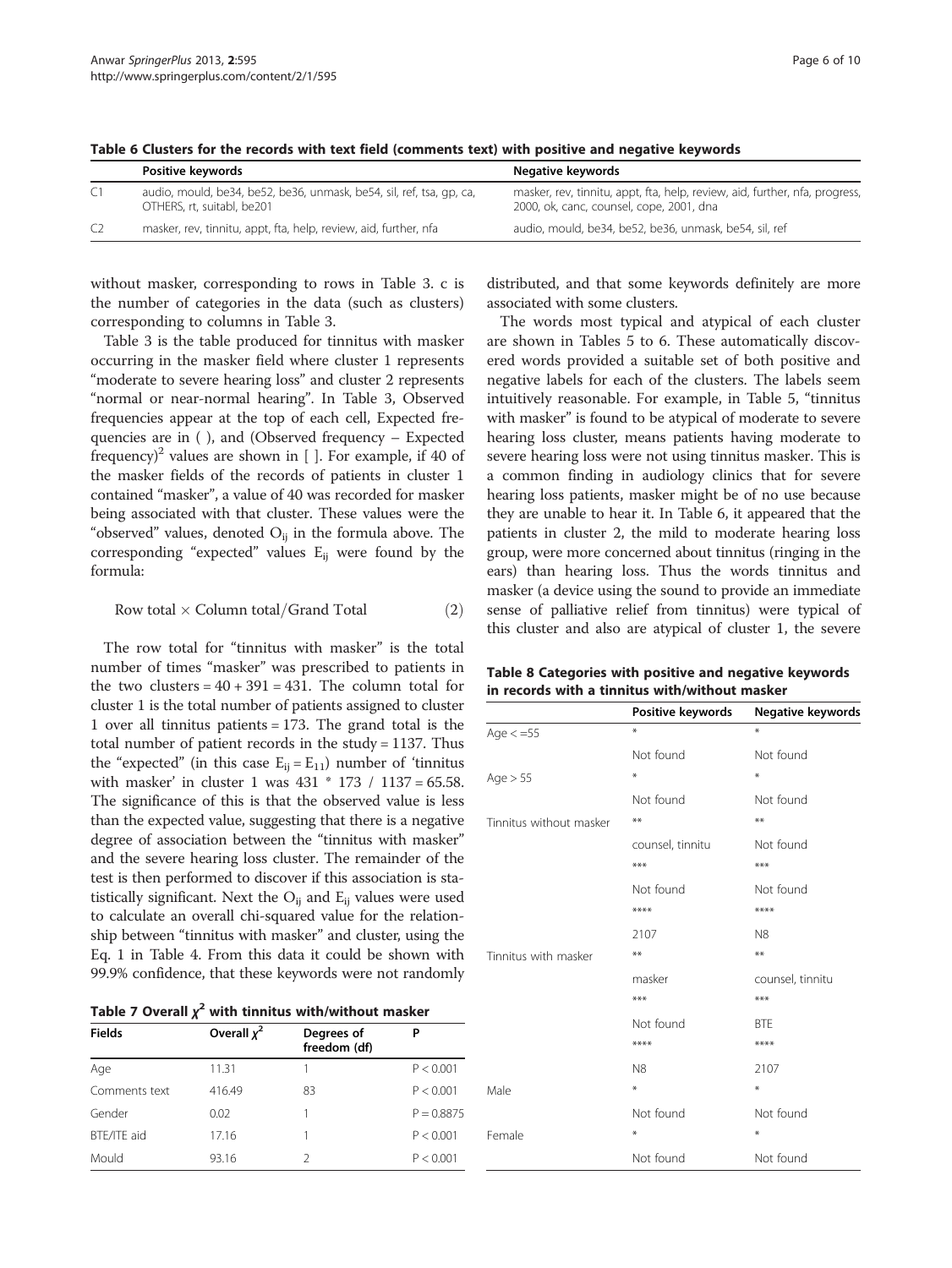**Table 6 Clusters for the records with text field (comments text) with positive and negative keywords**

| | Positive keywords | Negative keywords |
|---|---|---|
| C1 | audio, mould, be34, be52, be36, unmask, be54, sil, ref, tsa, gp, ca, OTHERS, rt, suitabl, be201 | masker, rev, tinnitu, appt, fta, help, review, aid, further, nfa, progress, 2000, ok, canc, counsel, cope, 2001, dna |
| C2 | masker, rev, tinnitu, appt, fta, help, review, aid, further, nfa | audio, mould, be34, be52, be36, unmask, be54, sil, ref |

without masker, corresponding to rows in Table 3. c is the number of categories in the data (such as clusters) corresponding to columns in Table 3.

Table 3 is the table produced for tinnitus with masker occurring in the masker field where cluster 1 represents "moderate to severe hearing loss" and cluster 2 represents "normal or near-normal hearing". In Table 3, Observed frequencies appear at the top of each cell, Expected frequencies are in ( ), and (Observed frequency – Expected frequency)$^2$ values are shown in [ ]. For example, if 40 of the masker fields of the records of patients in cluster 1 contained "masker", a value of 40 was recorded for masker being associated with that cluster. These values were the "observed" values, denoted $O_{ij}$ in the formula above. The corresponding "expected" values $E_{ij}$ were found by the formula:

$$\text{Row total} \times \text{Column total}/\text{Grand Total} \tag{2}$$

The row total for "tinnitus with masker" is the total number of times "masker" was prescribed to patients in the two clusters = 40 + 391 = 431. The column total for cluster 1 is the total number of patients assigned to cluster 1 over all tinnitus patients = 173. The grand total is the total number of patient records in the study = 1137. Thus the "expected" (in this case $E_{ij} = E_{11}$) number of 'tinnitus with masker' in cluster 1 was 431 * 173 / 1137 = 65.58. The significance of this is that the observed value is less than the expected value, suggesting that there is a negative degree of association between the "tinnitus with masker" and the severe hearing loss cluster. The remainder of the test is then performed to discover if this association is statistically significant. Next the $O_{ij}$ and $E_{ij}$ values were used to calculate an overall chi-squared value for the relationship between "tinnitus with masker" and cluster, using the Eq. 1 in Table 4. From this data it could be shown with 99.9% confidence, that these keywords were not randomly distributed, and that some keywords definitely are more associated with some clusters.

**Table 7 Overall $\chi^2$ with tinnitus with/without masker**

| Fields | Overall $\chi^2$ | Degrees of freedom (df) | P |
|---|---|---|---|
| Age | 11.31 | 1 | P < 0.001 |
| Comments text | 416.49 | 83 | P < 0.001 |
| Gender | 0.02 | 1 | P = 0.8875 |
| BTE/ITE aid | 17.16 | 1 | P < 0.001 |
| Mould | 93.16 | 2 | P < 0.001 |

The words most typical and atypical of each cluster are shown in Tables 5 to 6. These automatically discovered words provided a suitable set of both positive and negative labels for each of the clusters. The labels seem intuitively reasonable. For example, in Table 5, "tinnitus with masker" is found to be atypical of moderate to severe hearing loss cluster, means patients having moderate to severe hearing loss were not using tinnitus masker. This is a common finding in audiology clinics that for severe hearing loss patients, masker might be of no use because they are unable to hear it. In Table 6, it appeared that the patients in cluster 2, the mild to moderate hearing loss group, were more concerned about tinnitus (ringing in the ears) than hearing loss. Thus the words tinnitus and masker (a device using the sound to provide an immediate sense of palliative relief from tinnitus) were typical of this cluster and also are atypical of cluster 1, the severe

**Table 8 Categories with positive and negative keywords in records with a tinnitus with/without masker**

| | Positive keywords | Negative keywords |
|---|---|---|
| Age < =55 | * | * |
| | Not found | Not found |
| Age > 55 | * | * |
| | Not found | Not found |
| Tinnitus without masker | ** | ** |
| | counsel, tinnitu | Not found |
| | *** | *** |
| | Not found | Not found |
| | **** | **** |
| | 2107 | N8 |
| Tinnitus with masker | ** | ** |
| | masker | counsel, tinnitu |
| | *** | *** |
| | Not found | BTE |
| | **** | **** |
| | N8 | 2107 |
| Male | * | * |
| | Not found | Not found |
| Female | * | * |
| | Not found | Not found |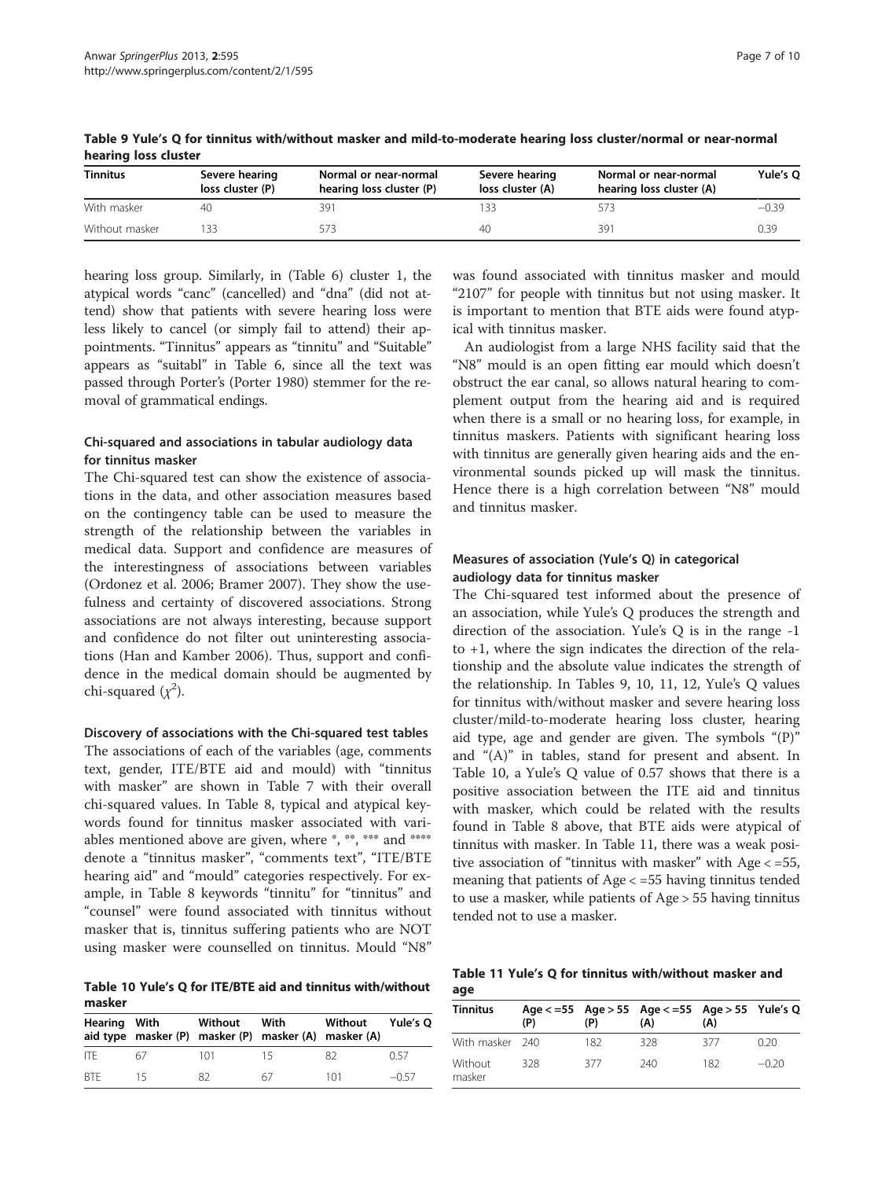**Table 9 Yule's Q for tinnitus with/without masker and mild-to-moderate hearing loss cluster/normal or near-normal hearing loss cluster**

| Tinnitus | Severe hearing loss cluster (P) | Normal or near-normal hearing loss cluster (P) | Severe hearing loss cluster (A) | Normal or near-normal hearing loss cluster (A) | Yule's Q |
|---|---|---|---|---|---|
| With masker | 40 | 391 | 133 | 573 | −0.39 |
| Without masker | 133 | 573 | 40 | 391 | 0.39 |

hearing loss group. Similarly, in (Table 6) cluster 1, the atypical words "canc" (cancelled) and "dna" (did not attend) show that patients with severe hearing loss were less likely to cancel (or simply fail to attend) their appointments. "Tinnitus" appears as "tinnitu" and "Suitable" appears as "suitabl" in Table 6, since all the text was passed through Porter's (Porter 1980) stemmer for the removal of grammatical endings.

### Chi-squared and associations in tabular audiology data for tinnitus masker

The Chi-squared test can show the existence of associations in the data, and other association measures based on the contingency table can be used to measure the strength of the relationship between the variables in medical data. Support and confidence are measures of the interestingness of associations between variables (Ordonez et al. 2006; Bramer 2007). They show the usefulness and certainty of discovered associations. Strong associations are not always interesting, because support and confidence do not filter out uninteresting associations (Han and Kamber 2006). Thus, support and confidence in the medical domain should be augmented by chi-squared ($\chi^2$).

#### Discovery of associations with the Chi-squared test tables

The associations of each of the variables (age, comments text, gender, ITE/BTE aid and mould) with "tinnitus with masker" are shown in Table 7 with their overall chi-squared values. In Table 8, typical and atypical keywords found for tinnitus masker associated with variables mentioned above are given, where *, **, *** and **** denote a "tinnitus masker", "comments text", "ITE/BTE hearing aid" and "mould" categories respectively. For example, in Table 8 keywords "tinnitu" for "tinnitus" and "counsel" were found associated with tinnitus without masker that is, tinnitus suffering patients who are NOT using masker were counselled on tinnitus. Mould "N8" was found associated with tinnitus masker and mould "2107" for people with tinnitus but not using masker. It is important to mention that BTE aids were found atypical with tinnitus masker.

An audiologist from a large NHS facility said that the "N8" mould is an open fitting ear mould which doesn't obstruct the ear canal, so allows natural hearing to complement output from the hearing aid and is required when there is a small or no hearing loss, for example, in tinnitus maskers. Patients with significant hearing loss with tinnitus are generally given hearing aids and the environmental sounds picked up will mask the tinnitus. Hence there is a high correlation between "N8" mould and tinnitus masker.

### Measures of association (Yule's Q) in categorical audiology data for tinnitus masker

The Chi-squared test informed about the presence of an association, while Yule's Q produces the strength and direction of the association. Yule's Q is in the range -1 to +1, where the sign indicates the direction of the relationship and the absolute value indicates the strength of the relationship. In Tables 9, 10, 11, 12, Yule's Q values for tinnitus with/without masker and severe hearing loss cluster/mild-to-moderate hearing loss cluster, hearing aid type, age and gender are given. The symbols "(P)" and "(A)" in tables, stand for present and absent. In Table 10, a Yule's Q value of 0.57 shows that there is a positive association between the ITE aid and tinnitus with masker, which could be related with the results found in Table 8 above, that BTE aids were atypical of tinnitus with masker. In Table 11, there was a weak positive association of "tinnitus with masker" with Age < =55, meaning that patients of Age < =55 having tinnitus tended to use a masker, while patients of Age > 55 having tinnitus tended not to use a masker.

**Table 10 Yule's Q for ITE/BTE aid and tinnitus with/without masker**

| Hearing aid type | With masker (P) | Without masker (P) | With masker (A) | Without masker (A) | Yule's Q |
|---|---|---|---|---|---|
| ITE | 67 | 101 | 15 | 82 | 0.57 |
| BTE | 15 | 82 | 67 | 101 | −0.57 |

**Table 11 Yule's Q for tinnitus with/without masker and age**

| Tinnitus | Age < =55 (P) | Age > 55 (P) | Age < =55 (A) | Age > 55 (A) | Yule's Q |
|---|---|---|---|---|---|
| With masker | 240 | 182 | 328 | 377 | 0.20 |
| Without masker | 328 | 377 | 240 | 182 | −0.20 |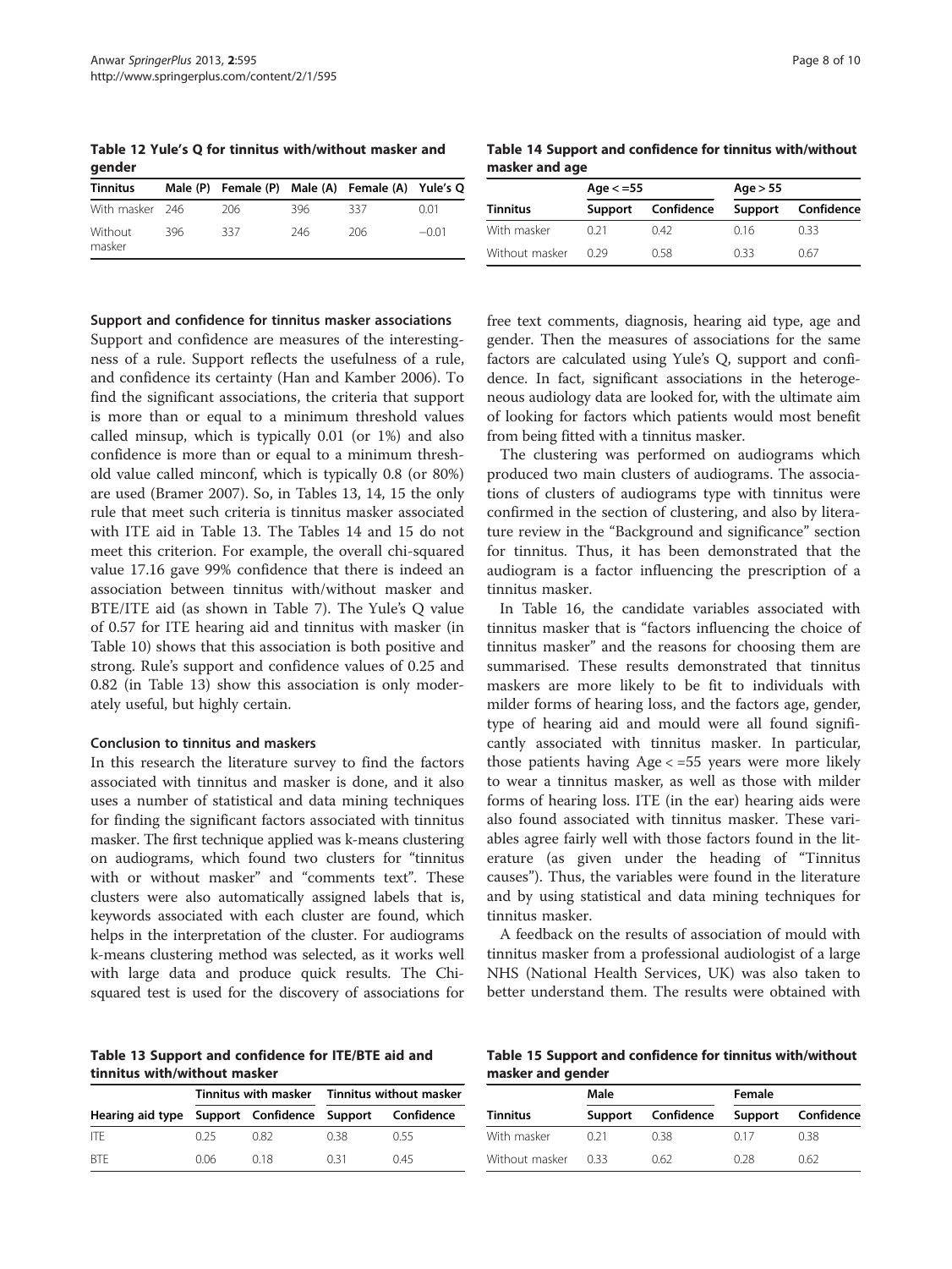Table 12 Yule's Q for tinnitus with/without masker and gender

| Tinnitus | Male (P) | Female (P) | Male (A) | Female (A) | Yule's Q |
|---|---|---|---|---|---|
| With masker | 246 | 206 | 396 | 337 | 0.01 |
| Without masker | 396 | 337 | 246 | 206 | −0.01 |

#### Support and confidence for tinnitus masker associations

Support and confidence are measures of the interestingness of a rule. Support reflects the usefulness of a rule, and confidence its certainty (Han and Kamber 2006). To find the significant associations, the criteria that support is more than or equal to a minimum threshold values called minsup, which is typically 0.01 (or 1%) and also confidence is more than or equal to a minimum threshold value called minconf, which is typically 0.8 (or 80%) are used (Bramer 2007). So, in Tables 13, 14, 15 the only rule that meet such criteria is tinnitus masker associated with ITE aid in Table 13. The Tables 14 and 15 do not meet this criterion. For example, the overall chi-squared value 17.16 gave 99% confidence that there is indeed an association between tinnitus with/without masker and BTE/ITE aid (as shown in Table 7). The Yule's Q value of 0.57 for ITE hearing aid and tinnitus with masker (in Table 10) shows that this association is both positive and strong. Rule's support and confidence values of 0.25 and 0.82 (in Table 13) show this association is only moderately useful, but highly certain.

#### Conclusion to tinnitus and maskers

In this research the literature survey to find the factors associated with tinnitus and masker is done, and it also uses a number of statistical and data mining techniques for finding the significant factors associated with tinnitus masker. The first technique applied was k-means clustering on audiograms, which found two clusters for "tinnitus with or without masker" and "comments text". These clusters were also automatically assigned labels that is, keywords associated with each cluster are found, which helps in the interpretation of the cluster. For audiograms k-means clustering method was selected, as it works well with large data and produce quick results. The Chi-squared test is used for the discovery of associations for

Table 13 Support and confidence for ITE/BTE aid and tinnitus with/without masker

| | Tinnitus with masker | | Tinnitus without masker | |
|---|---|---|---|---|
| Hearing aid type | Support | Confidence | Support | Confidence |
| ITE | 0.25 | 0.82 | 0.38 | 0.55 |
| BTE | 0.06 | 0.18 | 0.31 | 0.45 |

Table 14 Support and confidence for tinnitus with/without masker and age

| | Age < =55 | | Age > 55 | |
|---|---|---|---|---|
| Tinnitus | Support | Confidence | Support | Confidence |
| With masker | 0.21 | 0.42 | 0.16 | 0.33 |
| Without masker | 0.29 | 0.58 | 0.33 | 0.67 |

free text comments, diagnosis, hearing aid type, age and gender. Then the measures of associations for the same factors are calculated using Yule's Q, support and confidence. In fact, significant associations in the heterogeneous audiology data are looked for, with the ultimate aim of looking for factors which patients would most benefit from being fitted with a tinnitus masker.

The clustering was performed on audiograms which produced two main clusters of audiograms. The associations of clusters of audiograms type with tinnitus were confirmed in the section of clustering, and also by literature review in the "Background and significance" section for tinnitus. Thus, it has been demonstrated that the audiogram is a factor influencing the prescription of a tinnitus masker.

In Table 16, the candidate variables associated with tinnitus masker that is "factors influencing the choice of tinnitus masker" and the reasons for choosing them are summarised. These results demonstrated that tinnitus maskers are more likely to be fit to individuals with milder forms of hearing loss, and the factors age, gender, type of hearing aid and mould were all found significantly associated with tinnitus masker. In particular, those patients having Age < =55 years were more likely to wear a tinnitus masker, as well as those with milder forms of hearing loss. ITE (in the ear) hearing aids were also found associated with tinnitus masker. These variables agree fairly well with those factors found in the literature (as given under the heading of "Tinnitus causes"). Thus, the variables were found in the literature and by using statistical and data mining techniques for tinnitus masker.

A feedback on the results of association of mould with tinnitus masker from a professional audiologist of a large NHS (National Health Services, UK) was also taken to better understand them. The results were obtained with

Table 15 Support and confidence for tinnitus with/without masker and gender

| | Male | | Female | |
|---|---|---|---|---|
| Tinnitus | Support | Confidence | Support | Confidence |
| With masker | 0.21 | 0.38 | 0.17 | 0.38 |
| Without masker | 0.33 | 0.62 | 0.28 | 0.62 |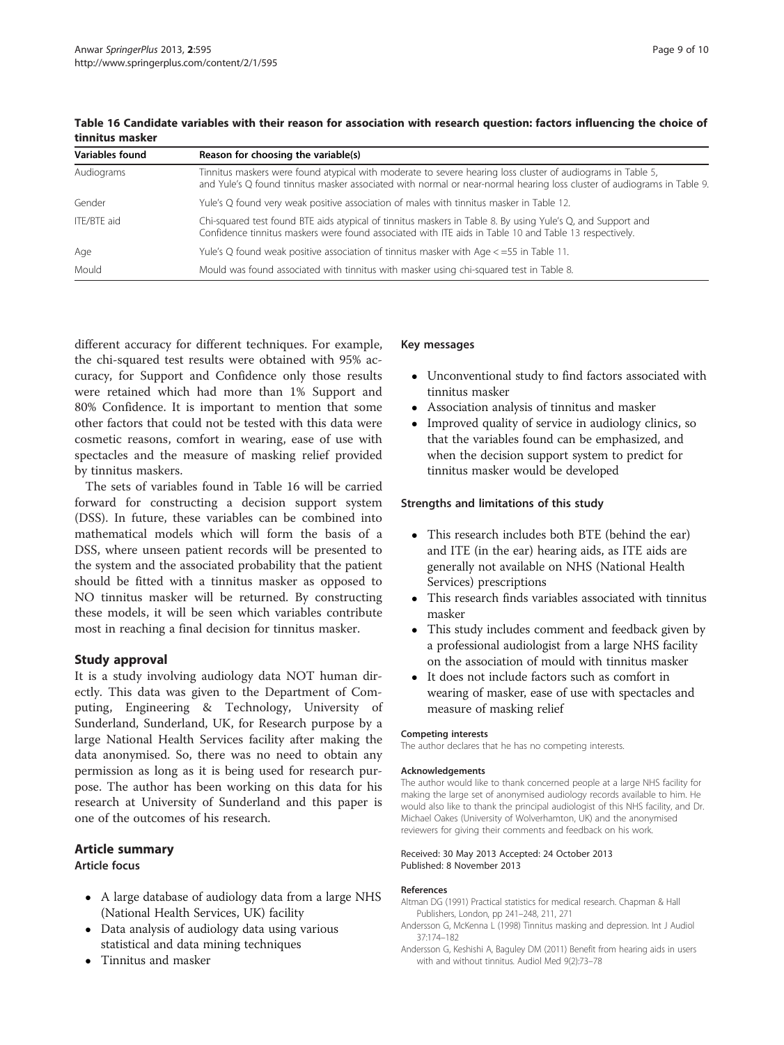**Table 16 Candidate variables with their reason for association with research question: factors influencing the choice of tinnitus masker**

| Variables found | Reason for choosing the variable(s) |
|---|---|
| Audiograms | Tinnitus maskers were found atypical with moderate to severe hearing loss cluster of audiograms in Table 5, and Yule's Q found tinnitus masker associated with normal or near-normal hearing loss cluster of audiograms in Table 9. |
| Gender | Yule's Q found very weak positive association of males with tinnitus masker in Table 12. |
| ITE/BTE aid | Chi-squared test found BTE aids atypical of tinnitus maskers in Table 8. By using Yule's Q, and Support and Confidence tinnitus maskers were found associated with ITE aids in Table 10 and Table 13 respectively. |
| Age | Yule's Q found weak positive association of tinnitus masker with Age < =55 in Table 11. |
| Mould | Mould was found associated with tinnitus with masker using chi-squared test in Table 8. |

different accuracy for different techniques. For example, the chi-squared test results were obtained with 95% accuracy, for Support and Confidence only those results were retained which had more than 1% Support and 80% Confidence. It is important to mention that some other factors that could not be tested with this data were cosmetic reasons, comfort in wearing, ease of use with spectacles and the measure of masking relief provided by tinnitus maskers.

The sets of variables found in Table 16 will be carried forward for constructing a decision support system (DSS). In future, these variables can be combined into mathematical models which will form the basis of a DSS, where unseen patient records will be presented to the system and the associated probability that the patient should be fitted with a tinnitus masker as opposed to NO tinnitus masker will be returned. By constructing these models, it will be seen which variables contribute most in reaching a final decision for tinnitus masker.

## Study approval

It is a study involving audiology data NOT human directly. This data was given to the Department of Computing, Engineering & Technology, University of Sunderland, Sunderland, UK, for Research purpose by a large National Health Services facility after making the data anonymised. So, there was no need to obtain any permission as long as it is being used for research purpose. The author has been working on this data for his research at University of Sunderland and this paper is one of the outcomes of his research.

## Article summary

### Article focus

- A large database of audiology data from a large NHS (National Health Services, UK) facility
- Data analysis of audiology data using various statistical and data mining techniques
- Tinnitus and masker

### Key messages

- Unconventional study to find factors associated with tinnitus masker
- Association analysis of tinnitus and masker
- Improved quality of service in audiology clinics, so that the variables found can be emphasized, and when the decision support system to predict for tinnitus masker would be developed

### Strengths and limitations of this study

- This research includes both BTE (behind the ear) and ITE (in the ear) hearing aids, as ITE aids are generally not available on NHS (National Health Services) prescriptions
- This research finds variables associated with tinnitus masker
- This study includes comment and feedback given by a professional audiologist from a large NHS facility on the association of mould with tinnitus masker
- It does not include factors such as comfort in wearing of masker, ease of use with spectacles and measure of masking relief

#### Competing interests

The author declares that he has no competing interests.

#### Acknowledgements

The author would like to thank concerned people at a large NHS facility for making the large set of anonymised audiology records available to him. He would also like to thank the principal audiologist of this NHS facility, and Dr. Michael Oakes (University of Wolverhamton, UK) and the anonymised reviewers for giving their comments and feedback on his work.

Received: 30 May 2013 Accepted: 24 October 2013
Published: 8 November 2013

#### References

Altman DG (1991) Practical statistics for medical research. Chapman & Hall Publishers, London, pp 241–248, 211, 271

Andersson G, McKenna L (1998) Tinnitus masking and depression. Int J Audiol 37:174–182

Andersson G, Keshishi A, Baguley DM (2011) Benefit from hearing aids in users with and without tinnitus. Audiol Med 9(2):73–78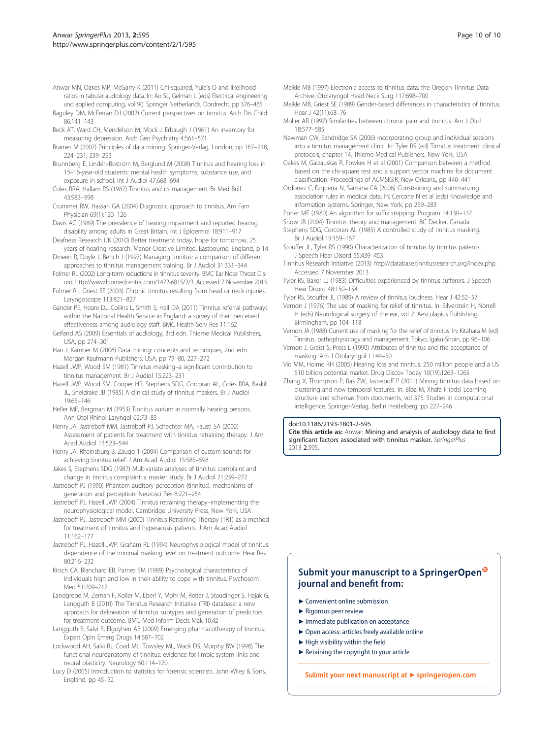Anwar MN, Oakes MP, McGarry K (2011) Chi-squared, Yule's Q and likelihood ratios in tabular audiology data. In: Ao SL, Gelman L (eds) Electrical engineering and applied computing, vol 90. Springer Netherlands, Dordrecht, pp 376–465

Baguley DM, McFerran DJ (2002) Current perspectives on tinnitus. Arch Dis Child 86:141–143

Beck AT, Ward CH, Mendelson M, Mock J, Erbaugh J (1961) An inventory for measuring depression. Arch Gen Psychiatry 4:561–571

Bramer M (2007) Principles of data mining. Springer-Verlag, London, pp 187–218, 224–231, 239–253

Brunnberg E, Lindén-Boström M, Berglund M (2008) Tinnitus and hearing loss in 15–16-year-old students: mental health symptoms, substance use, and exposure in school. Int J Audiol 47:668–694

Coles RRA, Hallam RS (1987) Tinnitus and its management. Br Med Bull 43:983–998

Crummer RW, Hassan GA (2004) Diagnostic approach to tinnitus. Am Fam Physician 69(1):120–126

Davis AC (1989) The prevalence of hearing impairment and reported hearing disability among adults in Great Britain. Int J Epidemiol 18:911–917

Deafness Research UK (2010) Better treatment today, hope for tomorrow, 25 years of hearing research. Manor Creative Limited, Eastbourne, England, p 14

Dineen R, Doyle J, Bench J (1997) Managing tinnitus: a comparison of different approaches to tinnitus management training. Br J Audiol 31:331–344

Folmer RL (2002) Long-term reductions in tinnitus severity. BMC Ear Nose Throat Disord, http://www.biomedcentral.com/1472-6815/2/3. Accessed 7 November 2013.

Folmer RL, Griest SE (2003) Chronic tinnitus resulting from head or neck injuries. Laryngoscope 113:821–827

Gander PE, Hoare DJ, Collins L, Smith S, Hall DA (2011) Tinnitus referral pathways within the National Health Service in England: a survey of their perceived effectiveness among audiology staff. BMC Health Serv Res 11:162

Gelfand AS (2009) Essentials of audiology, 3rd edn. Thieme Medical Publishers, USA, pp 274–301

Han J, Kamber M (2006) Data mining: concepts and techniques, 2nd edn. Morgan Kaufmann Publishers, USA, pp 79–80, 227–272

Hazell JWP, Wood SM (1981) Tinnitus masking–a significant contribution to tinnitus management. Br J Audiol 15:223–231

Hazell JWP, Wood SM, Cooper HR, Stephens SDG, Corcoran AL, Coles RRA, Baskill JL, Sheldrake JB (1985) A clinical study of tinnitus maskers. Br J Audiol 19:65–146

Heller MF, Bergman M (1953) Tinnitus aurium in normally hearing persons. Ann Otol Rhinol Laryngol 62:73–83

Henry JA, Jastreboff MM, Jastreboff PJ, Schechter MA, Fausti SA (2002) Assessment of patients for treatment with tinnitus retraining therapy. J Am Acad Audiol 13:523–544

Henry JA, Rheinsburg B, Zaugg T (2004) Comparison of custom sounds for achieving tinnitus relief. J Am Acad Audiol 15:585–598

Jakes S, Stephens SDG (1987) Multivariate analyses of tinnitus complaint and change in tinnitus complaint: a masker study. Br J Audiol 21:259–272

Jastreboff PJ (1990) Phantom auditory perception (tinnitus): mechanisms of generation and perception. Neurosci Res 8:221–254

Jastreboff PJ, Hazell JWP (2004) Tinnitus retraining therapy–implementing the neurophysiological model. Cambridge University Press, New York, USA

Jastreboff PJ, Jastreboff MM (2000) Tinnitus Retraining Therapy (TRT) as a method for treatment of tinnitus and hyperacusis patients. J Am Acad Audiol 11:162–177

Jastreboff PJ, Hazell JWP, Graham RL (1994) Neurophysiological model of tinnitus: dependence of the minimal masking level on treatment outcome. Hear Res 80:216–232

Kirsch CA, Blanchard EB, Parnes SM (1989) Psychological characteristics of individuals high and low in their ability to cope with tinnitus. Psychosom Med 51:209–217

Landgrebe M, Zeman F, Koller M, Eberl Y, Mohr M, Reiter J, Staudinger S, Hajak G, Langguth B (2010) The Tinnitus Research Initiative (TRI) database: a new approach for delineation of tinnitus subtypes and generation of predictors for treatment outcome. BMC Med Inform Decis Mak 10:42

Langguth B, Salvi R, Elgoyhen AB (2009) Emerging pharmacotherapy of tinnitus. Expert Opin Emerg Drugs 14:687–702

Lockwood AH, Salvi RJ, Coad ML, Towsley ML, Wack DS, Murphy BW (1998) The functional neuroanatomy of tinnitus: evidence for limbic system links and neural plasticity. Neurology 50:114–120

Lucy D (2005) Introduction to statistics for forensic scientists. John Wiley & Sons, England, pp 45–52

Meikle MB (1997) Electronic access to tinnitus data: the Oregon Tinnitus Data Archive. Otolaryngol Head Neck Surg 117:698–700

Meikle MB, Griest SE (1989) Gender-based differences in characteristics of tinnitus. Hear J 42(11):68–76

Moller AR (1997) Similarities between chronic pain and tinnitus. Am J Otol 18:577–585

Newman CW, Sandridge SA (2006) Incorporating group and individual sessions into a tinnitus management clinic. In: Tyler RS (ed) Tinnitus treatment: clinical protocols, chapter 14. Thieme Medical Publishers, New York, USA

Oakes M, Gaizauskas R, Fowkes H et al (2001) Comparison between a method based on the chi-square test and a support vector machine for document classification. Proceedings of ACMSIGIR, New Orleans., pp 440–441

Ordonez C, Ezquerra N, Santana CA (2006) Constraining and summarizing association rules in medical data. In: Cercone N et al (eds) Knowledge and information systems. Springer, New York, pp 259–283

Porter MF (1980) An algorithm for suffix stripping. Program 14:130–137

Snow JB (2004) Tinnitus: theory and management. BC Decker, Canada

Stephens SDG, Corcoran AL (1985) A controlled study of tinnitus masking. Br J Audiol 19:159–167

Stouffer JL, Tyler RS (1990) Characterization of tinnitus by tinnitus patients. J Speech Hear Disord 55:439–453

Tinnitus Research Initiative (2013) http://database.tinnitusresearch.org/index.php. Accessed 7 November 2013

Tyler RS, Baker LJ (1983) Difficulties experienced by tinnitus sufferers. J Speech Hear Disord 48:150–154

Tyler RS, Stouffer JL (1989) A review of tinnitus loudness. Hear J 42:52–57

Vernon J (1976) The use of masking for relief of tinnitus. In: Silverstein H, Norrell H (eds) Neurological surgery of the ear, vol 2. Aesculapius Publishing, Birmingham, pp 104–118

Vernon JA (1988) Current use of masking for the relief of tinnitus. In: Kitahara M (ed) Tinnitus, pathophysiology and management. Tokyo, Igaku-Shoin, pp 96–106

Vernon J, Greist S, Press L (1990) Attributes of tinnitus and the acceptance of masking. Am J Otolaryngol 11:44–50

Vio MM, Holme RH (2005) Hearing loss and tinnitus: 250 million people and a US $10 billion potential market. Drug Discov Today 10(19):1263–1265

Zhang X, Thompson P, Raś ZW, Jastreboff P (2011) Mining tinnitus data based on clustering and new temporal features. In: Biba M, Xhafa F (eds) Learning structure and schemas from documents, vol 375. Studies in computational intelligence. Springer-Verlag, Berlin Heidelberg, pp 227–246

doi:10.1186/2193-1801-2-595

**Cite this article as:** Anwar: Mining and analysis of audiology data to find significant factors associated with tinnitus masker. *SpringerPlus* 2013 **2**:595.

**Submit your manuscript to a SpringerOpen journal and benefit from:**

- ► Convenient online submission
- ► Rigorous peer review
- ► Immediate publication on acceptance
- ► Open access: articles freely available online
- ► High visibility within the field
- ► Retaining the copyright to your article

**Submit your next manuscript at ► springeropen.com**